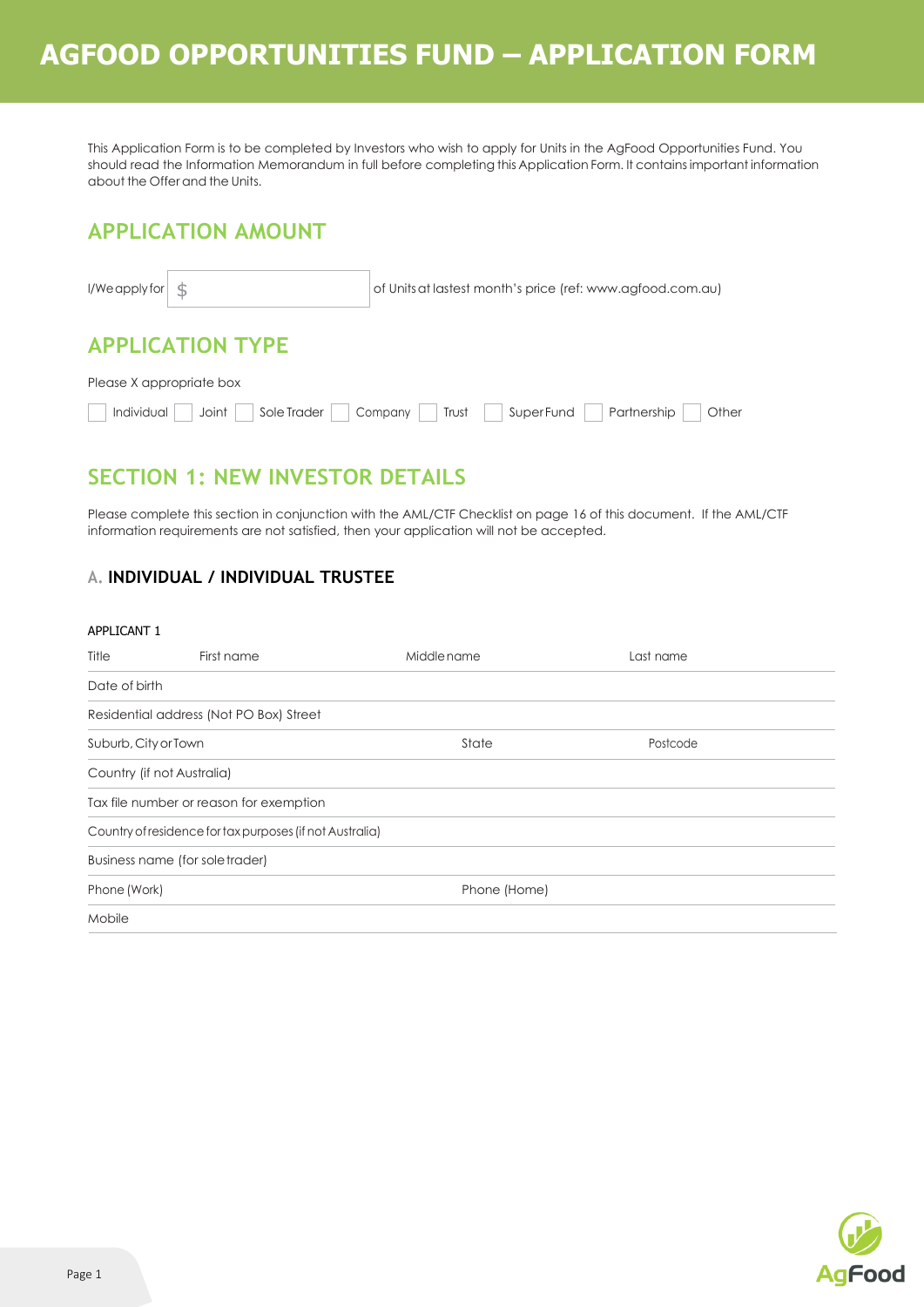# AGFOOD OPPORTUNITIES FUND – APPLICATION FORM

This Application Form is to be completed by Investors who wish to apply for Units in the AgFood Opportunities Fund. You should read the Information Memorandum in full before completing this Application Form. It contains important information about the Offer and the Units.

## APPLICATION AMOUNT

I/We apply for $ ____________ of Units at lastest month's price (ref: www.agfood.com.au)

## APPLICATION TYPE

Please X appropriate box

☐ Individual ☐ Joint ☐ Sole Trader ☐ Company ☐ Trust ☐ Super Fund ☐ Partnership ☐ Other

## SECTION 1: NEW INVESTOR DETAILS

Please complete this section in conjunction with the AML/CTF Checklist on page 16 of this document. If the AML/CTF information requirements are not satisfied, then your application will not be accepted.

### A. INDIVIDUAL / INDIVIDUAL TRUSTEE

APPLICANT 1

| Title | First name | Middle name | Last name |
|---|---|---|---|
| Date of birth | | | |
| Residential address (Not PO Box) Street | | | |
| Suburb, City or Town | | State | Postcode |
| Country (if not Australia) | | | |
| Tax file number or reason for exemption | | | |
| Country of residence for tax purposes (if not Australia) | | | |
| Business name (for sole trader) | | | |
| Phone (Work) | | Phone (Home) | |
| Mobile | | | |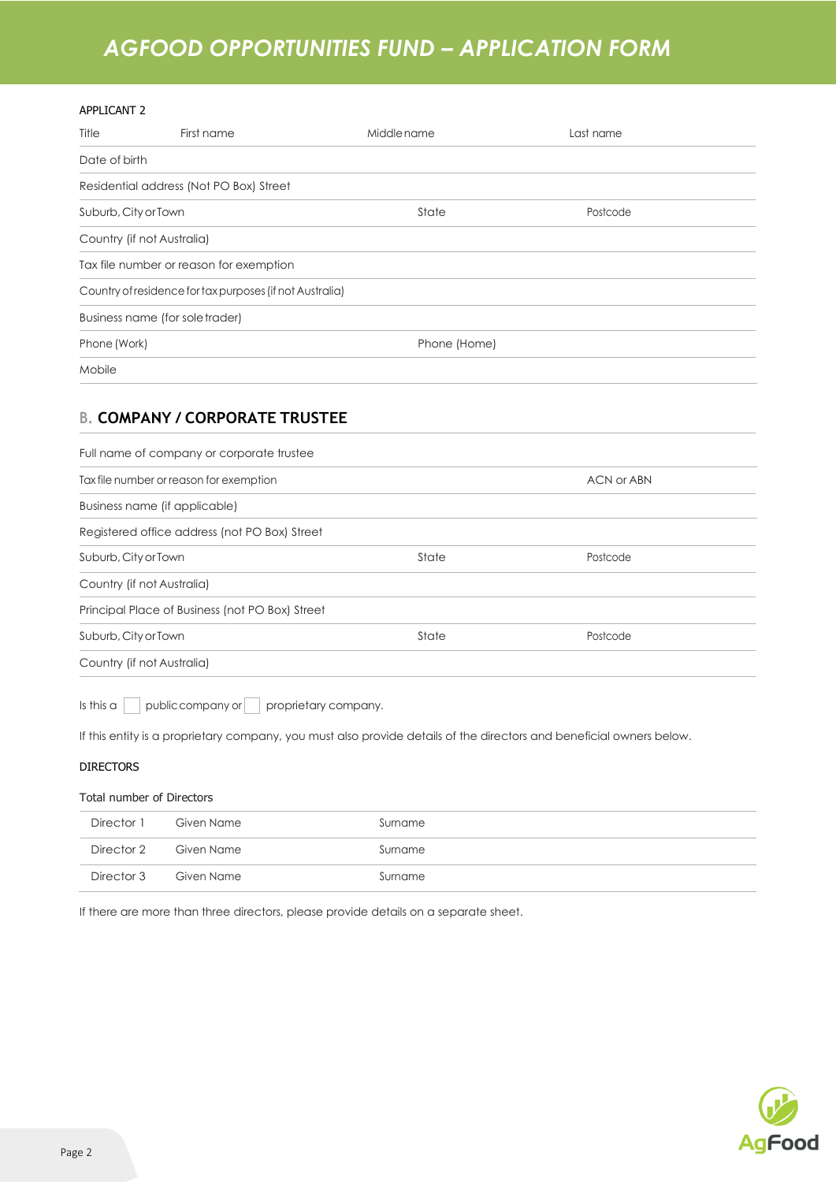APPLICANT 2

| Title | First name | Middle name | Last name |
|---|---|---|---|
| Date of birth | | | |
| Residential address (Not PO Box) Street | | | |
| Suburb, City or Town | | State | Postcode |
| Country (if not Australia) | | | |
| Tax file number or reason for exemption | | | |
| Country of residence for tax purposes (if not Australia) | | | |
| Business name (for sole trader) | | | |
| Phone (Work) | | Phone (Home) | |
| Mobile | | | |

## B. COMPANY / CORPORATE TRUSTEE

| Full name of company or corporate trustee | | |
|---|---|---|
| Tax file number or reason for exemption | | ACN or ABN |
| Business name (if applicable) | | |
| Registered office address (not PO Box) Street | | |
| Suburb, City or Town | State | Postcode |
| Country (if not Australia) | | |
| Principal Place of Business (not PO Box) Street | | |
| Suburb, City or Town | State | Postcode |
| Country (if not Australia) | | |

Is this a ☐ public company or ☐ proprietary company.

If this entity is a proprietary company, you must also provide details of the directors and beneficial owners below.

DIRECTORS

Total number of Directors

| Director 1 | Given Name | Surname |
|---|---|---|
| Director 2 | Given Name | Surname |
| Director 3 | Given Name | Surname |

If there are more than three directors, please provide details on a separate sheet.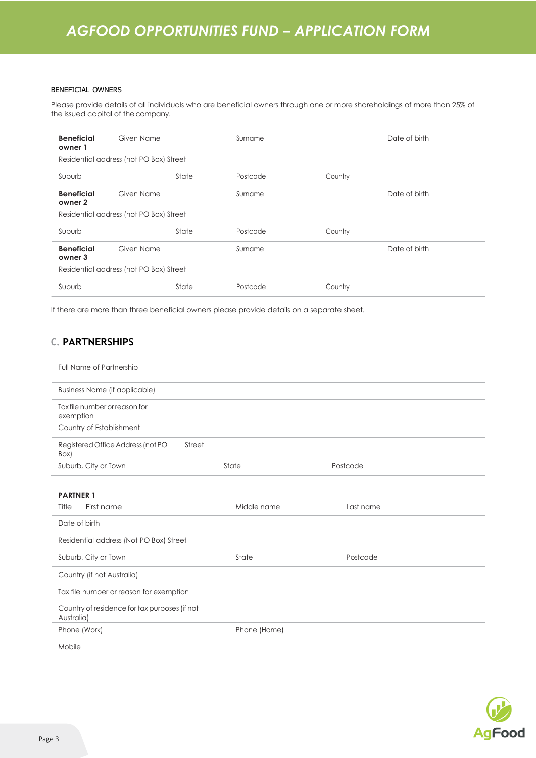BENEFICIAL OWNERS

Please provide details of all individuals who are beneficial owners through one or more shareholdings of more than 25% of the issued capital of the company.

| **Beneficial owner 1** | Given Name | | Surname | | Date of birth |
|---|---|---|---|---|---|
| Residential address (not PO Box) Street | | | | | |
| Suburb | | State | Postcode | Country | |
| **Beneficial owner 2** | Given Name | | Surname | | Date of birth |
| Residential address (not PO Box) Street | | | | | |
| Suburb | | State | Postcode | Country | |
| **Beneficial owner 3** | Given Name | | Surname | | Date of birth |
| Residential address (not PO Box) Street | | | | | |
| Suburb | | State | Postcode | Country | |

If there are more than three beneficial owners please provide details on a separate sheet.

## C. PARTNERSHIPS

| Full Name of Partnership | | |
|---|---|---|
| Business Name (if applicable) | | |
| Tax file number or reason for exemption | | |
| Country of Establishment | | |
| Registered Office Address (not PO Box) Street | | |
| Suburb, City or Town | State | Postcode |

**PARTNER 1**

| Title First name | Middle name | Last name |
|---|---|---|
| Date of birth | | |
| Residential address (Not PO Box) Street | | |
| Suburb, City or Town | State | Postcode |
| Country (if not Australia) | | |
| Tax file number or reason for exemption | | |
| Country of residence for tax purposes (if not Australia) | | |
| Phone (Work) | Phone (Home) | |
| Mobile | | |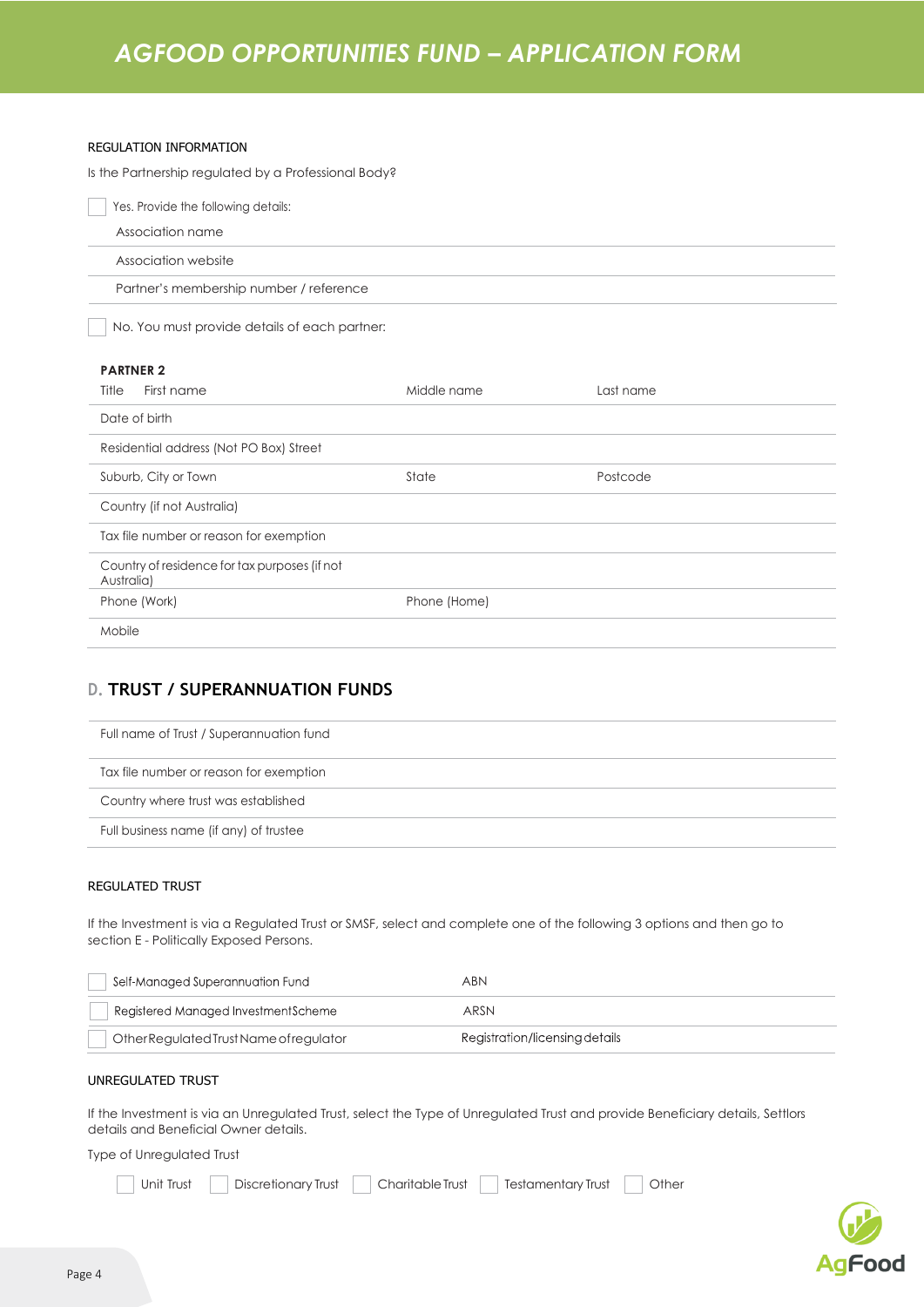REGULATION INFORMATION

Is the Partnership regulated by a Professional Body?

☐ Yes. Provide the following details:

| |
|---|
| Association name |
| Association website |
| Partner's membership number / reference |

☐ No. You must provide details of each partner:

**PARTNER 2**

| | | |
|---|---|---|
| Title First name | Middle name | Last name |
| Date of birth | | |
| Residential address (Not PO Box) Street | | |
| Suburb, City or Town | State | Postcode |
| Country (if not Australia) | | |
| Tax file number or reason for exemption | | |
| Country of residence for tax purposes (if not Australia) | | |
| Phone (Work) | Phone (Home) | |
| Mobile | | |

## D. TRUST / SUPERANNUATION FUNDS

| |
|---|
| Full name of Trust / Superannuation fund |
| Tax file number or reason for exemption |
| Country where trust was established |
| Full business name (if any) of trustee |

REGULATED TRUST

If the Investment is via a Regulated Trust or SMSF, select and complete one of the following 3 options and then go to section E - Politically Exposed Persons.

| | |
|---|---|
| ☐ Self-Managed Superannuation Fund | ABN |
| ☐ Registered Managed Investment Scheme | ARSN |
| ☐ Other Regulated Trust Name of regulator | Registration/licensing details |

UNREGULATED TRUST

If the Investment is via an Unregulated Trust, select the Type of Unregulated Trust and provide Beneficiary details, Settlors details and Beneficial Owner details.

Type of Unregulated Trust

☐ Unit Trust ☐ Discretionary Trust ☐ Charitable Trust ☐ Testamentary Trust ☐ Other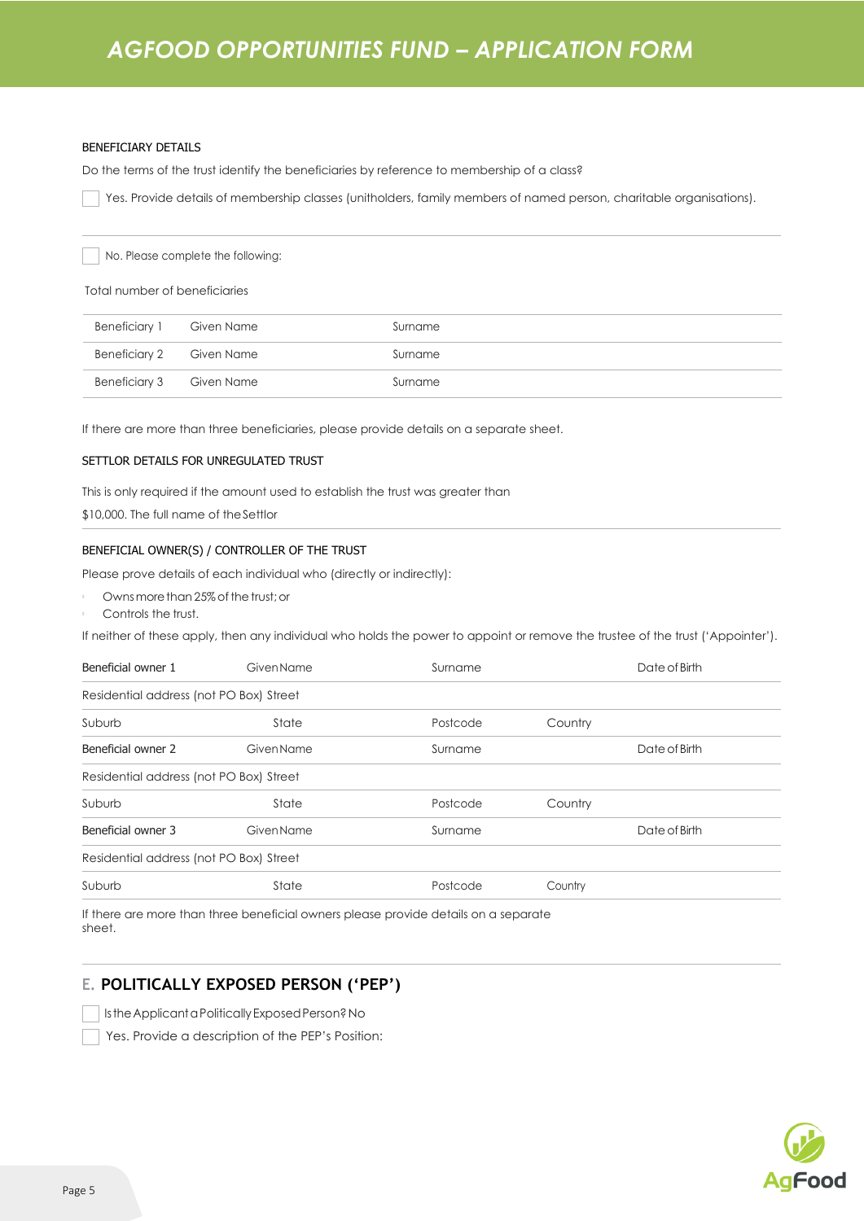BENEFICIARY DETAILS

Do the terms of the trust identify the beneficiaries by reference to membership of a class?

☐ Yes. Provide details of membership classes (unitholders, family members of named person, charitable organisations).

☐ No. Please complete the following:

Total number of beneficiaries

| | | |
|---|---|---|
| Beneficiary 1 | Given Name | Surname |
| Beneficiary 2 | Given Name | Surname |
| Beneficiary 3 | Given Name | Surname |

If there are more than three beneficiaries, please provide details on a separate sheet.

SETTLOR DETAILS FOR UNREGULATED TRUST

This is only required if the amount used to establish the trust was greater than $10,000. The full name of the Settlor

BENEFICIAL OWNER(S) / CONTROLLER OF THE TRUST

Please prove details of each individual who (directly or indirectly):

- Owns more than 25% of the trust; or
- Controls the trust.

If neither of these apply, then any individual who holds the power to appoint or remove the trustee of the trust ('Appointer').

| | | | | |
|---|---|---|---|---|
| Beneficial owner 1 | Given Name | Surname | | Date of Birth |
| Residential address (not PO Box) Street | | | | |
| Suburb | State | Postcode | Country | |
| Beneficial owner 2 | Given Name | Surname | | Date of Birth |
| Residential address (not PO Box) Street | | | | |
| Suburb | State | Postcode | Country | |
| Beneficial owner 3 | Given Name | Surname | | Date of Birth |
| Residential address (not PO Box) Street | | | | |
| Suburb | State | Postcode | Country | |

If there are more than three beneficial owners please provide details on a separate sheet.

## E. POLITICALLY EXPOSED PERSON ('PEP')

☐ Is the Applicant a Politically Exposed Person? No

☐ Yes. Provide a description of the PEP's Position: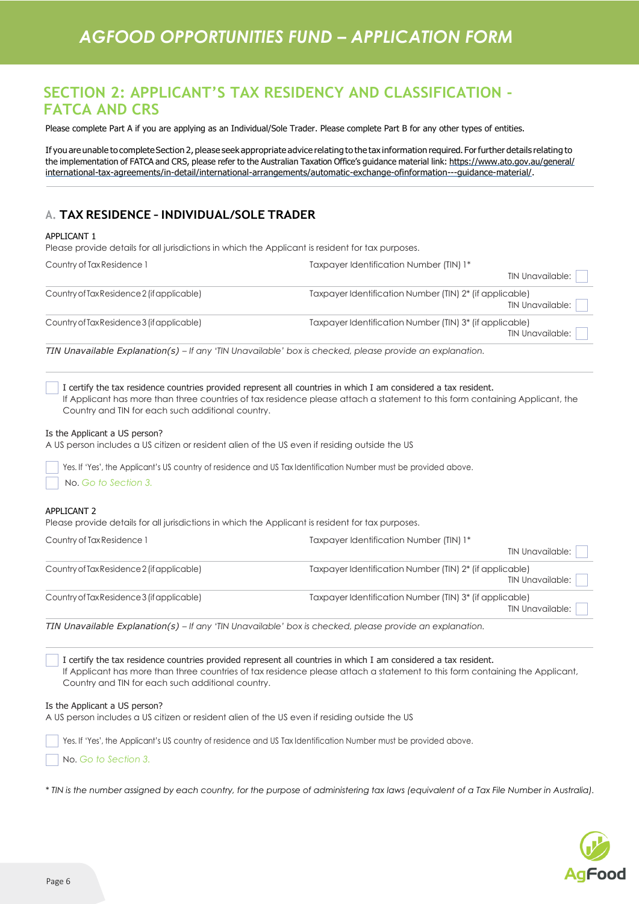# SECTION 2: APPLICANT'S TAX RESIDENCY AND CLASSIFICATION - FATCA AND CRS

Please complete Part A if you are applying as an Individual/Sole Trader. Please complete Part B for any other types of entities.

If you are unable to complete Section 2, please seek appropriate advice relating to the tax information required. For further details relating to the implementation of FATCA and CRS, please refer to the Australian Taxation Office's guidance material link: https://www.ato.gov.au/general/international-tax-agreements/in-detail/international-arrangements/automatic-exchange-ofinformation---guidance-material/.

## A. TAX RESIDENCE – INDIVIDUAL/SOLE TRADER

### APPLICANT 1

Please provide details for all jurisdictions in which the Applicant is resident for tax purposes.

| Country of Tax Residence 1 | Taxpayer Identification Number (TIN) 1* TIN Unavailable: ☐ |
|---|---|
| Country of Tax Residence 2 (if applicable) | Taxpayer Identification Number (TIN) 2* (if applicable) TIN Unavailable: ☐ |
| Country of Tax Residence 3 (if applicable) | Taxpayer Identification Number (TIN) 3* (if applicable) TIN Unavailable: ☐ |

*TIN Unavailable Explanation(s) – If any 'TIN Unavailable' box is checked, please provide an explanation.*

☐ I certify the tax residence countries provided represent all countries in which I am considered a tax resident.
If Applicant has more than three countries of tax residence please attach a statement to this form containing Applicant, the Country and TIN for each such additional country.

Is the Applicant a US person?
A US person includes a US citizen or resident alien of the US even if residing outside the US

☐ Yes. If 'Yes', the Applicant's US country of residence and US Tax Identification Number must be provided above.

☐ No. *Go to Section 3.*

### APPLICANT 2

Please provide details for all jurisdictions in which the Applicant is resident for tax purposes.

| Country of Tax Residence 1 | Taxpayer Identification Number (TIN) 1* TIN Unavailable: ☐ |
|---|---|
| Country of Tax Residence 2 (if applicable) | Taxpayer Identification Number (TIN) 2* (if applicable) TIN Unavailable: ☐ |
| Country of Tax Residence 3 (if applicable) | Taxpayer Identification Number (TIN) 3* (if applicable) TIN Unavailable: ☐ |

*TIN Unavailable Explanation(s) – If any 'TIN Unavailable' box is checked, please provide an explanation.*

☐ I certify the tax residence countries provided represent all countries in which I am considered a tax resident.
If Applicant has more than three countries of tax residence please attach a statement to this form containing the Applicant, Country and TIN for each such additional country.

Is the Applicant a US person?
A US person includes a US citizen or resident alien of the US even if residing outside the US

☐ Yes. If 'Yes', the Applicant's US country of residence and US Tax Identification Number must be provided above.

☐ No. *Go to Section 3.*

*\* TIN is the number assigned by each country, for the purpose of administering tax laws (equivalent of a Tax File Number in Australia).*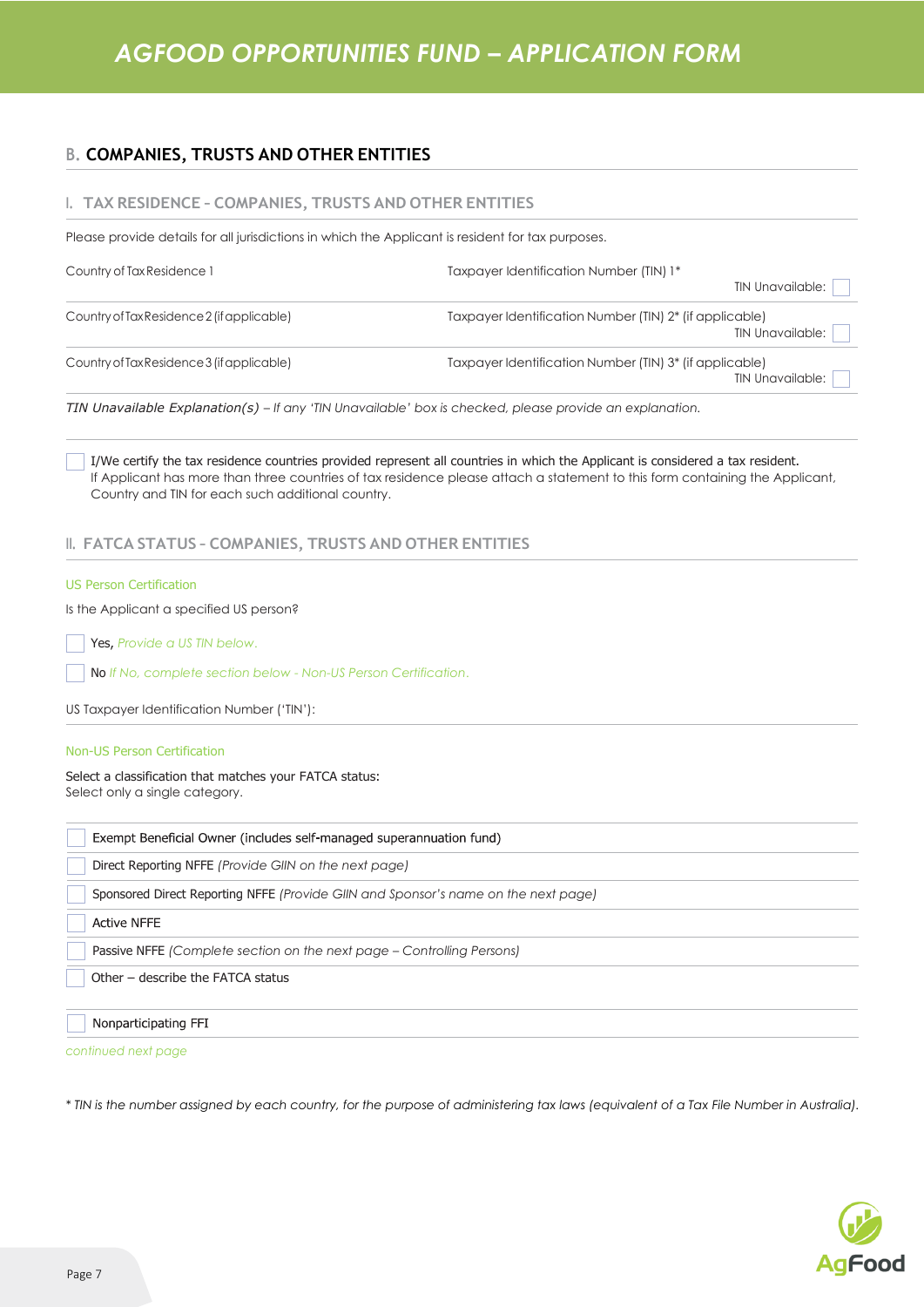# AGFOOD OPPORTUNITIES FUND – APPLICATION FORM

## B. COMPANIES, TRUSTS AND OTHER ENTITIES

### I. TAX RESIDENCE - COMPANIES, TRUSTS AND OTHER ENTITIES

Please provide details for all jurisdictions in which the Applicant is resident for tax purposes.

| Country of Tax Residence | Taxpayer Identification Number (TIN) | TIN Unavailable |
|---|---|---|
| Country of Tax Residence 1 | Taxpayer Identification Number (TIN) 1* | TIN Unavailable: ☐ |
| Country of Tax Residence 2 (if applicable) | Taxpayer Identification Number (TIN) 2* (if applicable) | TIN Unavailable: ☐ |
| Country of Tax Residence 3 (if applicable) | Taxpayer Identification Number (TIN) 3* (if applicable) | TIN Unavailable: ☐ |

*TIN Unavailable Explanation(s) – If any 'TIN Unavailable' box is checked, please provide an explanation.*

☐ I/We certify the tax residence countries provided represent all countries in which the Applicant is considered a tax resident. If Applicant has more than three countries of tax residence please attach a statement to this form containing the Applicant, Country and TIN for each such additional country.

### II. FATCA STATUS - COMPANIES, TRUSTS AND OTHER ENTITIES

#### US Person Certification

Is the Applicant a specified US person?

☐ Yes, *Provide a US TIN below.*

☐ No *If No, complete section below - Non-US Person Certification.*

US Taxpayer Identification Number ('TIN'):

#### Non-US Person Certification

Select a classification that matches your FATCA status:
Select only a single category.

☐ Exempt Beneficial Owner (includes self-managed superannuation fund)

☐ Direct Reporting NFFE *(Provide GIIN on the next page)*

☐ Sponsored Direct Reporting NFFE *(Provide GIIN and Sponsor's name on the next page)*

☐ Active NFFE

☐ Passive NFFE *(Complete section on the next page – Controlling Persons)*

☐ Other – describe the FATCA status

☐ Nonparticipating FFI

*continued next page*

* *TIN is the number assigned by each country, for the purpose of administering tax laws (equivalent of a Tax File Number in Australia).*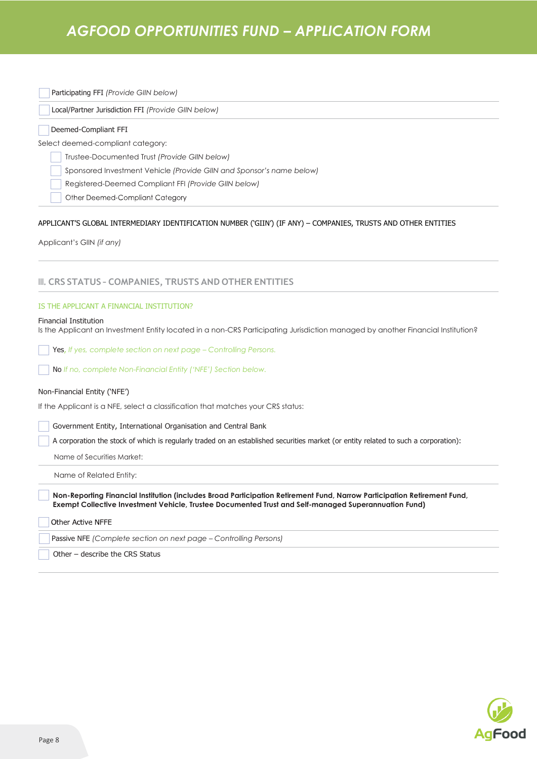- [ ] Participating FFI *(Provide GIIN below)*
- [ ] Local/Partner Jurisdiction FFI *(Provide GIIN below)*
- [ ] Deemed-Compliant FFI

Select deemed-compliant category:

- [ ] Trustee-Documented Trust *(Provide GIIN below)*
- [ ] Sponsored Investment Vehicle *(Provide GIIN and Sponsor's name below)*
- [ ] Registered-Deemed Compliant FFI *(Provide GIIN below)*
- [ ] Other Deemed-Compliant Category

APPLICANT'S GLOBAL INTERMEDIARY IDENTIFICATION NUMBER ('GIIN') (IF ANY) – COMPANIES, TRUSTS AND OTHER ENTITIES

Applicant's GIIN *(if any)*

## III. CRS STATUS - COMPANIES, TRUSTS AND OTHER ENTITIES

### IS THE APPLICANT A FINANCIAL INSTITUTION?

Financial Institution

Is the Applicant an Investment Entity located in a non-CRS Participating Jurisdiction managed by another Financial Institution?

- [ ] Yes, *If yes, complete section on next page – Controlling Persons.*
- [ ] No *If no, complete Non-Financial Entity ('NFE') Section below.*

Non-Financial Entity ('NFE')

If the Applicant is a NFE, select a classification that matches your CRS status:

- [ ] Government Entity, International Organisation and Central Bank
- [ ] A corporation the stock of which is regularly traded on an established securities market (or entity related to such a corporation):

  Name of Securities Market:

  Name of Related Entity:

- [ ] **Non-Reporting Financial Institution (includes Broad Participation Retirement Fund, Narrow Participation Retirement Fund, Exempt Collective Investment Vehicle, Trustee Documented Trust and Self-managed Superannuation Fund)**
- [ ] Other Active NFFE
- [ ] Passive NFE *(Complete section on next page – Controlling Persons)*
- [ ] Other – describe the CRS Status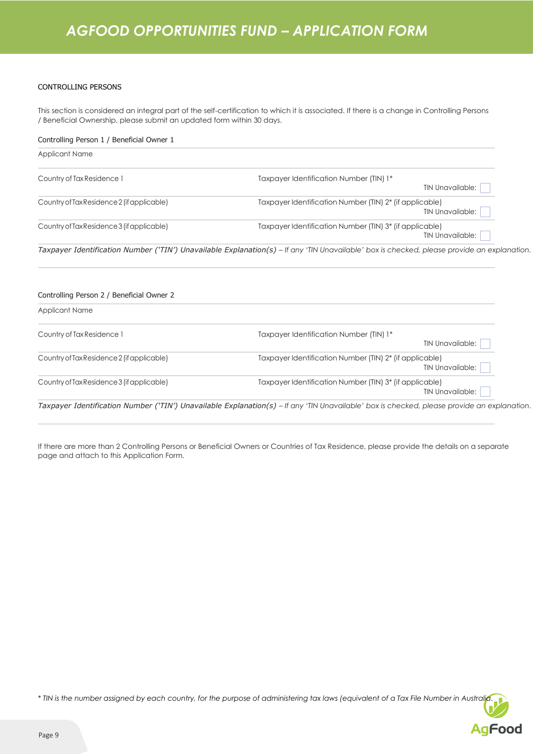# AGFOOD OPPORTUNITIES FUND – APPLICATION FORM

CONTROLLING PERSONS

This section is considered an integral part of the self-certification to which it is associated. If there is a change in Controlling Persons / Beneficial Ownership, please submit an updated form within 30 days.

Controlling Person 1 / Beneficial Owner 1

| Applicant Name | |
|---|---|
| Country of Tax Residence 1 | Taxpayer Identification Number (TIN) 1* TIN Unavailable: ☐ |
| Country of Tax Residence 2 (if applicable) | Taxpayer Identification Number (TIN) 2* (if applicable) TIN Unavailable: ☐ |
| Country of Tax Residence 3 (if applicable) | Taxpayer Identification Number (TIN) 3* (if applicable) TIN Unavailable: ☐ |

*Taxpayer Identification Number ('TIN') Unavailable Explanation(s) – If any 'TIN Unavailable' box is checked, please provide an explanation.*

Controlling Person 2 / Beneficial Owner 2

| Applicant Name | |
|---|---|
| Country of Tax Residence 1 | Taxpayer Identification Number (TIN) 1* TIN Unavailable: ☐ |
| Country of Tax Residence 2 (if applicable) | Taxpayer Identification Number (TIN) 2* (if applicable) TIN Unavailable: ☐ |
| Country of Tax Residence 3 (if applicable) | Taxpayer Identification Number (TIN) 3* (if applicable) TIN Unavailable: ☐ |

*Taxpayer Identification Number ('TIN') Unavailable Explanation(s) – If any 'TIN Unavailable' box is checked, please provide an explanation.*

If there are more than 2 Controlling Persons or Beneficial Owners or Countries of Tax Residence, please provide the details on a separate page and attach to this Application Form.

*\* TIN is the number assigned by each country, for the purpose of administering tax laws (equivalent of a Tax File Number in Australia).*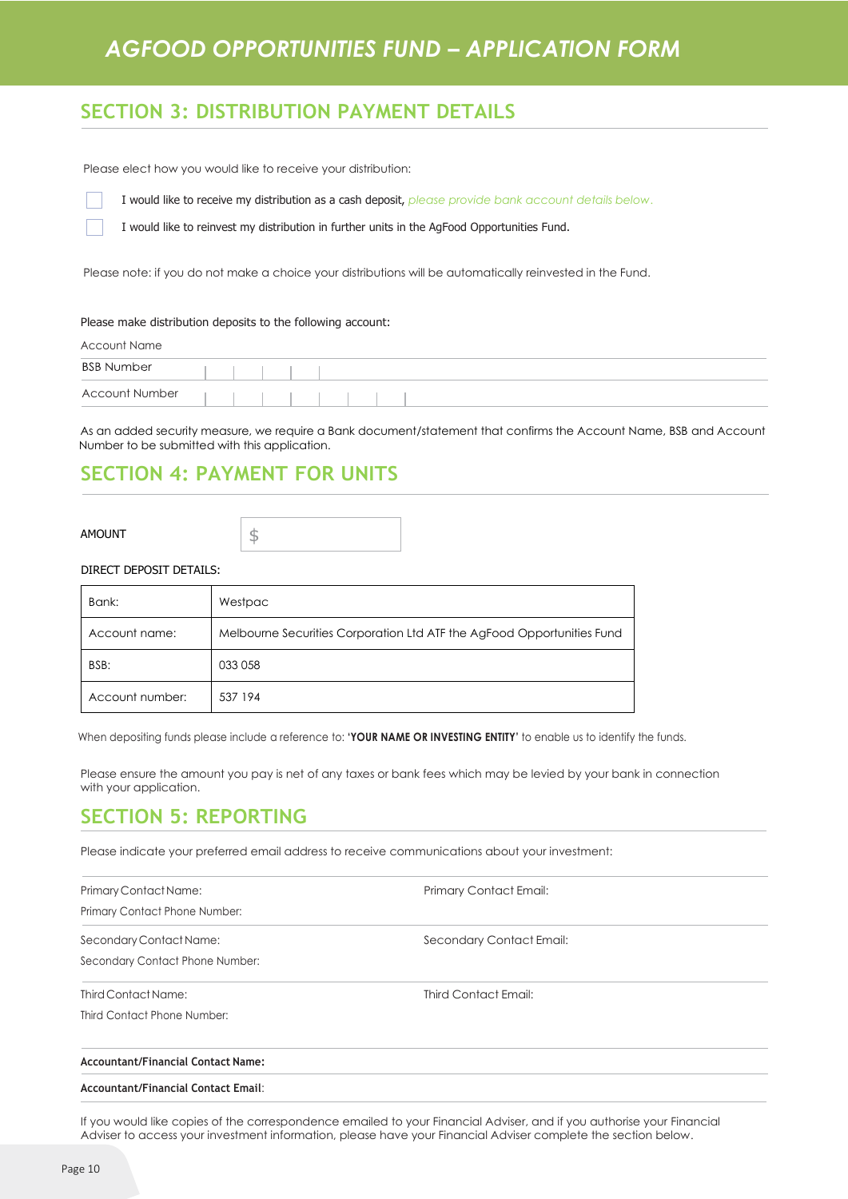# AGFOOD OPPORTUNITIES FUND – APPLICATION FORM

## SECTION 3: DISTRIBUTION PAYMENT DETAILS

Please elect how you would like to receive your distribution:

☐ I would like to receive my distribution as a cash deposit, *please provide bank account details below.*

☐ I would like to reinvest my distribution in further units in the AgFood Opportunities Fund.

Please note: if you do not make a choice your distributions will be automatically reinvested in the Fund.

Please make distribution deposits to the following account:

| | |
|---|---|
| Account Name | |
| BSB Number | |
| Account Number | |

As an added security measure, we require a Bank document/statement that confirms the Account Name, BSB and Account Number to be submitted with this application.

## SECTION 4: PAYMENT FOR UNITS

AMOUNT $

DIRECT DEPOSIT DETAILS:

| | |
|---|---|
| Bank: | Westpac |
| Account name: | Melbourne Securities Corporation Ltd ATF the AgFood Opportunities Fund |
| BSB: | 033 058 |
| Account number: | 537 194 |

When depositing funds please include a reference to: **'YOUR NAME OR INVESTING ENTITY'** to enable us to identify the funds.

Please ensure the amount you pay is net of any taxes or bank fees which may be levied by your bank in connection with your application.

## SECTION 5: REPORTING

Please indicate your preferred email address to receive communications about your investment:

Primary Contact Name:

Primary Contact Email:

Primary Contact Phone Number:

Secondary Contact Name:

Secondary Contact Email:

Secondary Contact Phone Number:

Third Contact Name:

Third Contact Email:

Third Contact Phone Number:

**Accountant/Financial Contact Name:**

**Accountant/Financial Contact Email**:

If you would like copies of the correspondence emailed to your Financial Adviser, and if you authorise your Financial Adviser to access your investment information, please have your Financial Adviser complete the section below.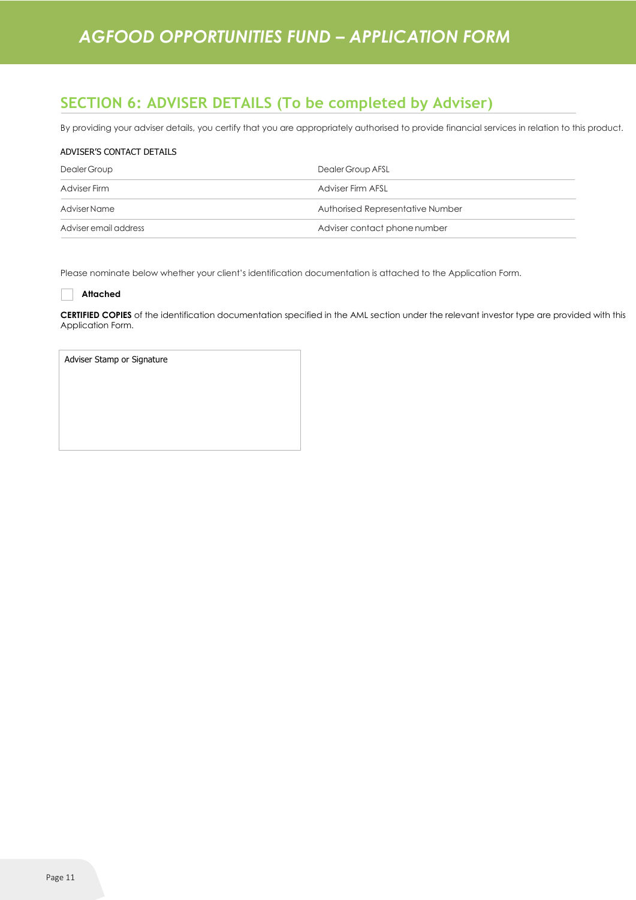# AGFOOD OPPORTUNITIES FUND – APPLICATION FORM

## SECTION 6: ADVISER DETAILS (To be completed by Adviser)

By providing your adviser details, you certify that you are appropriately authorised to provide financial services in relation to this product.

ADVISER'S CONTACT DETAILS

| | |
|---|---|
| Dealer Group | Dealer Group AFSL |
| Adviser Firm | Adviser Firm AFSL |
| Adviser Name | Authorised Representative Number |
| Adviser email address | Adviser contact phone number |

Please nominate below whether your client's identification documentation is attached to the Application Form.

☐ **Attached**

**CERTIFIED COPIES** of the identification documentation specified in the AML section under the relevant investor type are provided with this Application Form.

Adviser Stamp or Signature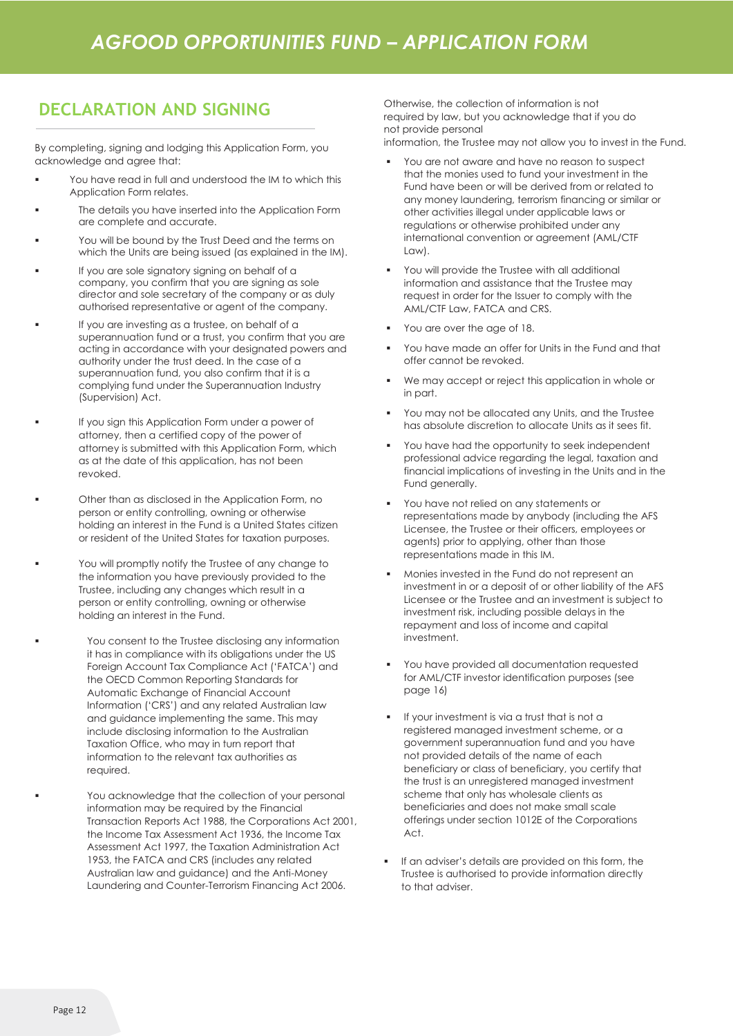# AGFOOD OPPORTUNITIES FUND – APPLICATION FORM

## DECLARATION AND SIGNING

By completing, signing and lodging this Application Form, you acknowledge and agree that:

- You have read in full and understood the IM to which this Application Form relates.
- The details you have inserted into the Application Form are complete and accurate.
- You will be bound by the Trust Deed and the terms on which the Units are being issued (as explained in the IM).
- If you are sole signatory signing on behalf of a company, you confirm that you are signing as sole director and sole secretary of the company or as duly authorised representative or agent of the company.
- If you are investing as a trustee, on behalf of a superannuation fund or a trust, you confirm that you are acting in accordance with your designated powers and authority under the trust deed. In the case of a superannuation fund, you also confirm that it is a complying fund under the Superannuation Industry (Supervision) Act.
- If you sign this Application Form under a power of attorney, then a certified copy of the power of attorney is submitted with this Application Form, which as at the date of this application, has not been revoked.
- Other than as disclosed in the Application Form, no person or entity controlling, owning or otherwise holding an interest in the Fund is a United States citizen or resident of the United States for taxation purposes.
- You will promptly notify the Trustee of any change to the information you have previously provided to the Trustee, including any changes which result in a person or entity controlling, owning or otherwise holding an interest in the Fund.
- You consent to the Trustee disclosing any information it has in compliance with its obligations under the US Foreign Account Tax Compliance Act ('FATCA') and the OECD Common Reporting Standards for Automatic Exchange of Financial Account Information ('CRS') and any related Australian law and guidance implementing the same. This may include disclosing information to the Australian Taxation Office, who may in turn report that information to the relevant tax authorities as required.
- You acknowledge that the collection of your personal information may be required by the Financial Transaction Reports Act 1988, the Corporations Act 2001, the Income Tax Assessment Act 1936, the Income Tax Assessment Act 1997, the Taxation Administration Act 1953, the FATCA and CRS (includes any related Australian law and guidance) and the Anti-Money Laundering and Counter-Terrorism Financing Act 2006.

Otherwise, the collection of information is not required by law, but you acknowledge that if you do not provide personal information, the Trustee may not allow you to invest in the Fund.

- You are not aware and have no reason to suspect that the monies used to fund your investment in the Fund have been or will be derived from or related to any money laundering, terrorism financing or similar or other activities illegal under applicable laws or regulations or otherwise prohibited under any international convention or agreement (AML/CTF Law).
- You will provide the Trustee with all additional information and assistance that the Trustee may request in order for the Issuer to comply with the AML/CTF Law, FATCA and CRS.
- You are over the age of 18.
- You have made an offer for Units in the Fund and that offer cannot be revoked.
- We may accept or reject this application in whole or in part.
- You may not be allocated any Units, and the Trustee has absolute discretion to allocate Units as it sees fit.
- You have had the opportunity to seek independent professional advice regarding the legal, taxation and financial implications of investing in the Units and in the Fund generally.
- You have not relied on any statements or representations made by anybody (including the AFS Licensee, the Trustee or their officers, employees or agents) prior to applying, other than those representations made in this IM.
- Monies invested in the Fund do not represent an investment in or a deposit of or other liability of the AFS Licensee or the Trustee and an investment is subject to investment risk, including possible delays in the repayment and loss of income and capital investment.
- You have provided all documentation requested for AML/CTF investor identification purposes (see page 16)
- If your investment is via a trust that is not a registered managed investment scheme, or a government superannuation fund and you have not provided details of the name of each beneficiary or class of beneficiary, you certify that the trust is an unregistered managed investment scheme that only has wholesale clients as beneficiaries and does not make small scale offerings under section 1012E of the Corporations Act.
- If an adviser's details are provided on this form, the Trustee is authorised to provide information directly to that adviser.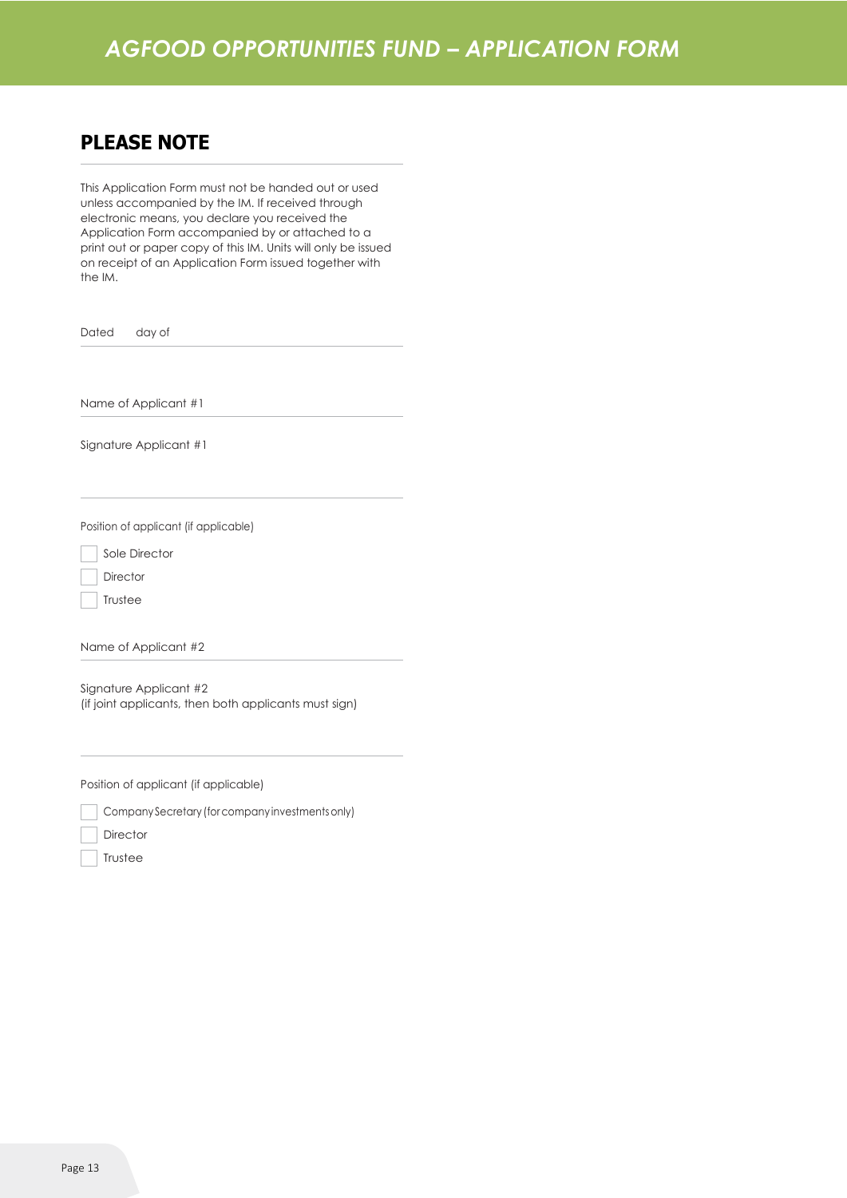# AGFOOD OPPORTUNITIES FUND – APPLICATION FORM

## PLEASE NOTE

This Application Form must not be handed out or used unless accompanied by the IM. If received through electronic means, you declare you received the Application Form accompanied by or attached to a print out or paper copy of this IM. Units will only be issued on receipt of an Application Form issued together with the IM.

Dated day of

Name of Applicant #1

Signature Applicant #1

Position of applicant (if applicable)

- [ ] Sole Director
- [ ] Director
- [ ] Trustee

Name of Applicant #2

Signature Applicant #2
(if joint applicants, then both applicants must sign)

Position of applicant (if applicable)

- [ ] Company Secretary (for company investments only)
- [ ] Director
- [ ] Trustee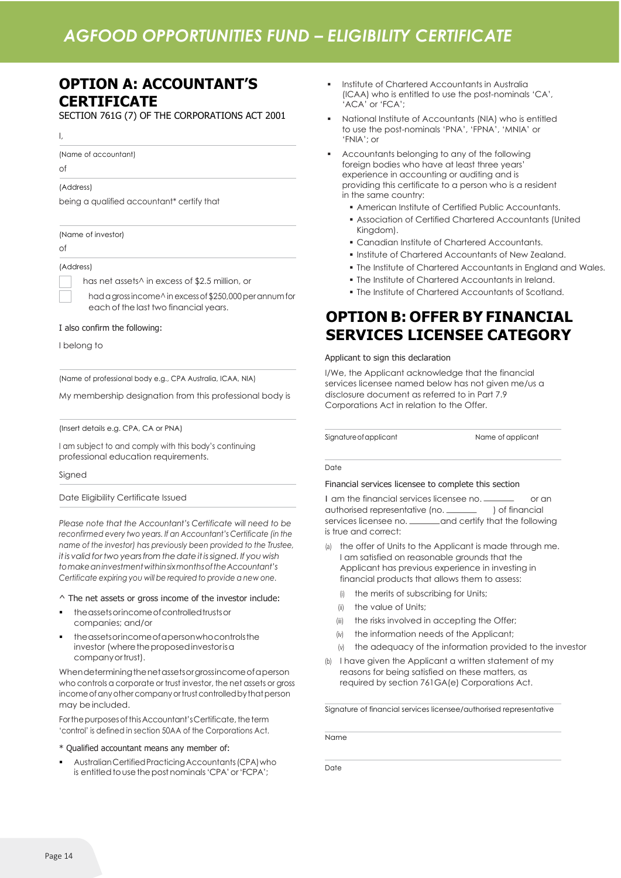# AGFOOD OPPORTUNITIES FUND – ELIGIBILITY CERTIFICATE

## OPTION A: ACCOUNTANT'S CERTIFICATE

SECTION 761G (7) OF THE CORPORATIONS ACT 2001

I,

(Name of accountant)

of

(Address)

being a qualified accountant* certify that

(Name of investor)

of

(Address)

- [ ] has net assets^ in excess of $2.5 million, or
- [ ] had a gross income^ in excess of $250,000 per annum for each of the last two financial years.

I also confirm the following:

I belong to

(Name of professional body e.g., CPA Australia, ICAA, NIA)

My membership designation from this professional body is

(Insert details e.g. CPA, CA or PNA)

I am subject to and comply with this body's continuing professional education requirements.

Signed

Date Eligibility Certificate Issued

*Please note that the Accountant's Certificate will need to be reconfirmed every two years. If an Accountant's Certificate (in the name of the investor) has previously been provided to the Trustee, it is valid for two years from the date it is signed. If you wish to make an investment within six months of the Accountant's Certificate expiring you will be required to provide a new one.*

^ The net assets or gross income of the investor include:

- the assets or income of controlled trusts or companies; and/or
- the assets or income of a person who controls the investor (where the proposed investor is a company or trust).

When determining the net assets or gross income of a person who controls a corporate or trust investor, the net assets or gross income of any other company or trust controlled by that person may be included.

For the purposes of this Accountant's Certificate, the term 'control' is defined in section 50AA of the Corporations Act.

\* Qualified accountant means any member of:

- Australian Certified Practicing Accountants (CPA) who is entitled to use the post nominals 'CPA' or 'FCPA';
- Institute of Chartered Accountants in Australia (ICAA) who is entitled to use the post-nominals 'CA', 'ACA' or 'FCA';
- National Institute of Accountants (NIA) who is entitled to use the post-nominals 'PNA', 'FPNA', 'MNIA' or 'FNIA'; or
- Accountants belonging to any of the following foreign bodies who have at least three years' experience in accounting or auditing and is providing this certificate to a person who is a resident in the same country:
  - American Institute of Certified Public Accountants.
  - Association of Certified Chartered Accountants (United Kingdom).
  - Canadian Institute of Chartered Accountants.
  - Institute of Chartered Accountants of New Zealand.
  - The Institute of Chartered Accountants in England and Wales.
  - The Institute of Chartered Accountants in Ireland.
  - The Institute of Chartered Accountants of Scotland.

## OPTION B: OFFER BY FINANCIAL SERVICES LICENSEE CATEGORY

Applicant to sign this declaration

I/We, the Applicant acknowledge that the financial services licensee named below has not given me/us a disclosure document as referred to in Part 7.9 Corporations Act in relation to the Offer.

Signature of applicant | Name of applicant

Date

Financial services licensee to complete this section

I am the financial services licensee no. _______ or an authorised representative (no. _______ ) of financial services licensee no. _______ and certify that the following is true and correct:

(a) the offer of Units to the Applicant is made through me. I am satisfied on reasonable grounds that the Applicant has previous experience in investing in financial products that allows them to assess:

   (i) the merits of subscribing for Units;

   (ii) the value of Units;

   (iii) the risks involved in accepting the Offer;

   (iv) the information needs of the Applicant;

   (v) the adequacy of the information provided to the investor

(b) I have given the Applicant a written statement of my reasons for being satisfied on these matters, as required by section 761GA(e) Corporations Act.

Signature of financial services licensee/authorised representative

Name

Date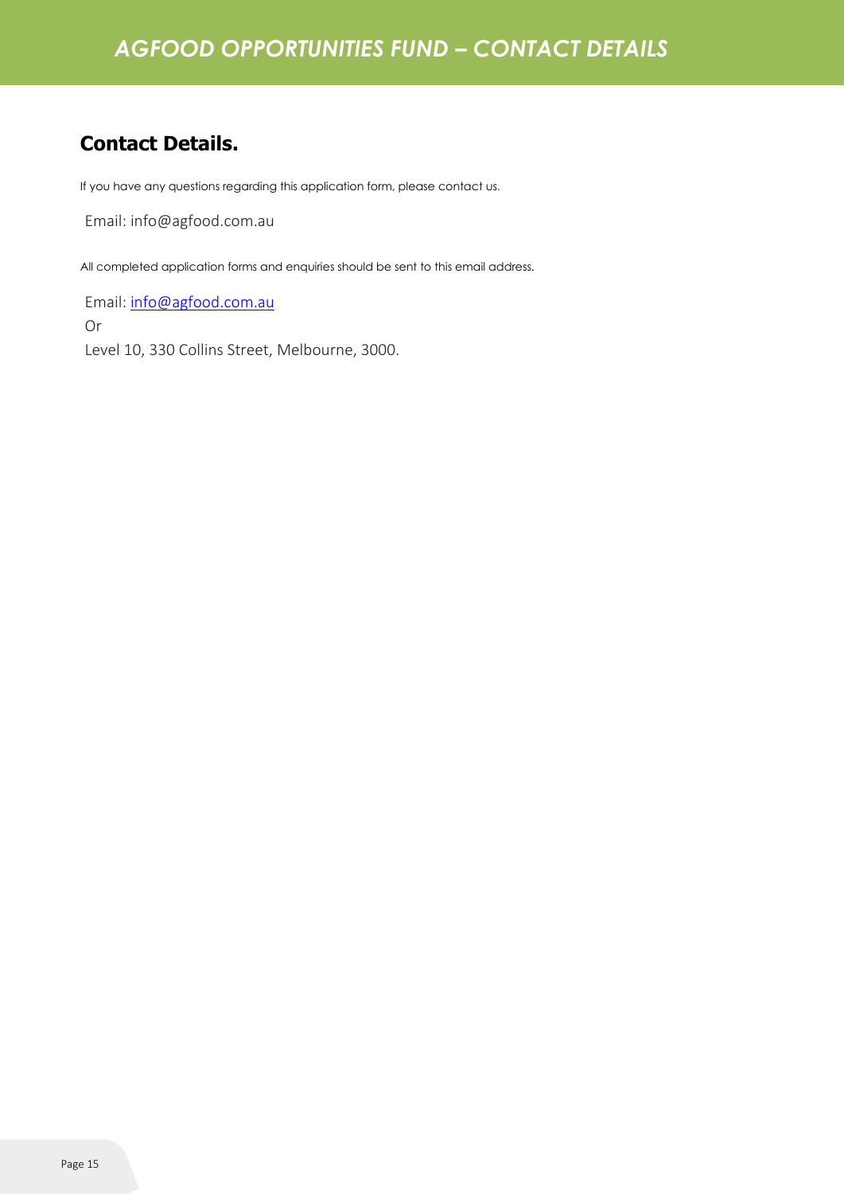# AGFOOD OPPORTUNITIES FUND – CONTACT DETAILS

## Contact Details.

If you have any questions regarding this application form, please contact us.

Email: info@agfood.com.au

All completed application forms and enquiries should be sent to this email address.

Email: info@agfood.com.au

Or

Level 10, 330 Collins Street, Melbourne, 3000.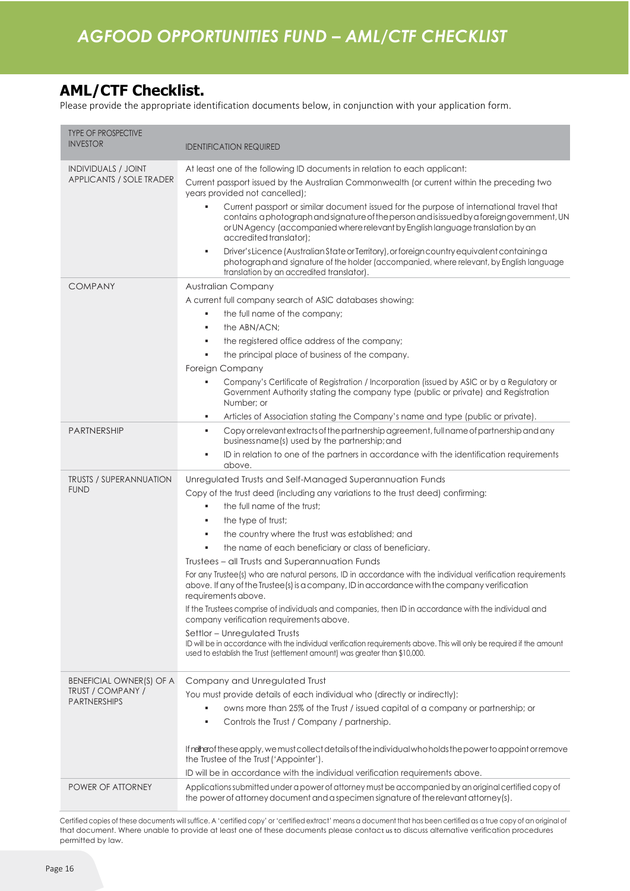# AGFOOD OPPORTUNITIES FUND – AML/CTF CHECKLIST

## AML/CTF Checklist.

Please provide the appropriate identification documents below, in conjunction with your application form.

| TYPE OF PROSPECTIVE INVESTOR | IDENTIFICATION REQUIRED |
|---|---|
| INDIVIDUALS / JOINT APPLICANTS / SOLE TRADER | At least one of the following ID documents in relation to each applicant:<br>Current passport issued by the Australian Commonwealth (or current within the preceding two years provided not cancelled);<br>▪ Current passport or similar document issued for the purpose of international travel that contains a photograph and signature of the person and is issued by a foreign government, UN or UN Agency (accompanied where relevant by English language translation by an accredited translator);<br>▪ Driver's Licence (Australian State or Territory), or foreign country equivalent containing a photograph and signature of the holder (accompanied, where relevant, by English language translation by an accredited translator). |
| COMPANY | Australian Company<br>A current full company search of ASIC databases showing:<br>▪ the full name of the company;<br>▪ the ABN/ACN;<br>▪ the registered office address of the company;<br>▪ the principal place of business of the company.<br>Foreign Company<br>▪ Company's Certificate of Registration / Incorporation (issued by ASIC or by a Regulatory or Government Authority stating the company type (public or private) and Registration Number; or<br>▪ Articles of Association stating the Company's name and type (public or private). |
| PARTNERSHIP | ▪ Copy or relevant extracts of the partnership agreement, full name of partnership and any business name(s) used by the partnership; and<br>▪ ID in relation to one of the partners in accordance with the identification requirements above. |
| TRUSTS / SUPERANNUATION FUND | Unregulated Trusts and Self-Managed Superannuation Funds<br>Copy of the trust deed (including any variations to the trust deed) confirming:<br>▪ the full name of the trust;<br>▪ the type of trust;<br>▪ the country where the trust was established; and<br>▪ the name of each beneficiary or class of beneficiary.<br>Trustees – all Trusts and Superannuation Funds<br>For any Trustee(s) who are natural persons, ID in accordance with the individual verification requirements above. If any of the Trustee(s) is a company, ID in accordance with the company verification requirements above.<br>If the Trustees comprise of individuals and companies, then ID in accordance with the individual and company verification requirements above.<br>Settlor – Unregulated Trusts<br>ID will be in accordance with the individual verification requirements above. This will only be required if the amount used to establish the Trust (settlement amount) was greater than $10,000. |
| BENEFICIAL OWNER(S) OF A TRUST / COMPANY / PARTNERSHIPS | Company and Unregulated Trust<br>You must provide details of each individual who (directly or indirectly):<br>▪ owns more than 25% of the Trust / issued capital of a company or partnership; or<br>▪ Controls the Trust / Company / partnership.<br><br>If neither of these apply, we must collect details of the individual who holds the power to appoint or remove the Trustee of the Trust ('Appointer').<br>ID will be in accordance with the individual verification requirements above. |
| POWER OF ATTORNEY | Applications submitted under a power of attorney must be accompanied by an original certified copy of the power of attorney document and a specimen signature of the relevant attorney(s). |

Certified copies of these documents will suffice. A 'certified copy' or 'certified extract' means a document that has been certified as a true copy of an original of that document. Where unable to provide at least one of these documents please contact us to discuss alternative verification procedures permitted by law.